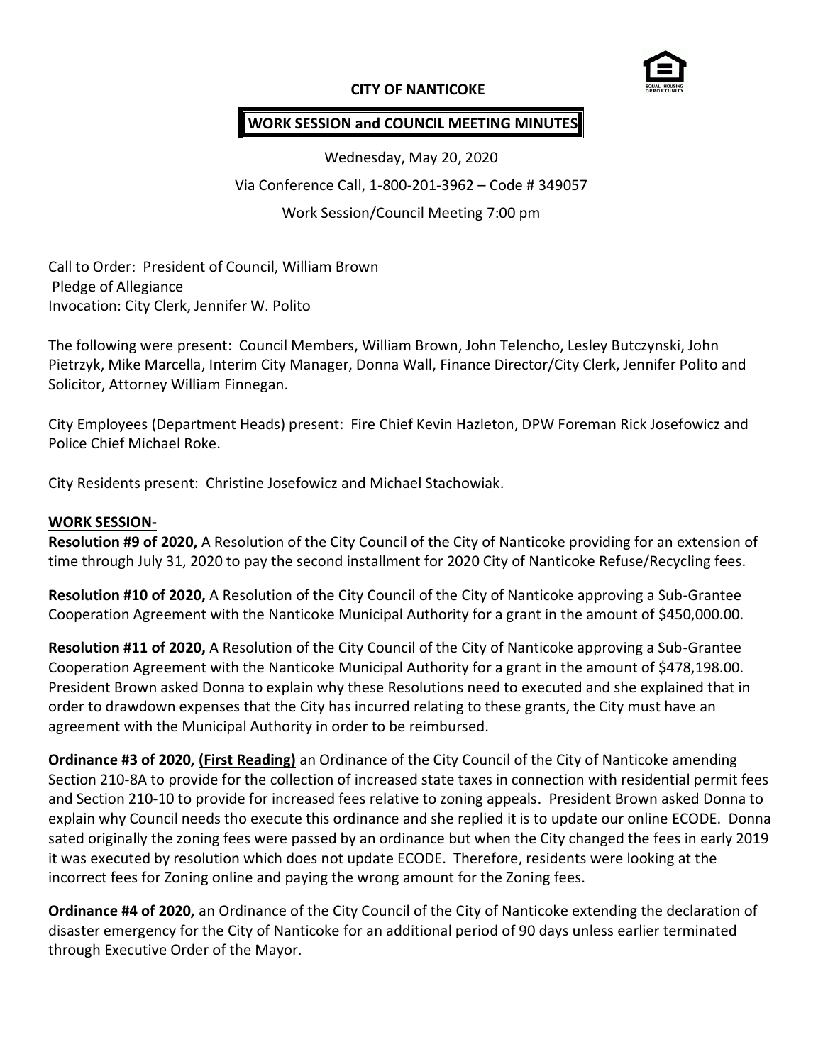# CITY OF NANTICOKE

## WORK SESSION and COUNCIL MEETING MINUTES

Wednesday, May 20, 2020

Via Conference Call, 1-800-201-3962 – Code # 349057

Work Session/Council Meeting 7:00 pm

Call to Order: President of Council, William Brown
Pledge of Allegiance
Invocation: City Clerk, Jennifer W. Polito

The following were present: Council Members, William Brown, John Telencho, Lesley Butczynski, John Pietrzyk, Mike Marcella, Interim City Manager, Donna Wall, Finance Director/City Clerk, Jennifer Polito and Solicitor, Attorney William Finnegan.

City Employees (Department Heads) present: Fire Chief Kevin Hazleton, DPW Foreman Rick Josefowicz and Police Chief Michael Roke.

City Residents present: Christine Josefowicz and Michael Stachowiak.

**WORK SESSION-**

**Resolution #9 of 2020,** A Resolution of the City Council of the City of Nanticoke providing for an extension of time through July 31, 2020 to pay the second installment for 2020 City of Nanticoke Refuse/Recycling fees.

**Resolution #10 of 2020,** A Resolution of the City Council of the City of Nanticoke approving a Sub-Grantee Cooperation Agreement with the Nanticoke Municipal Authority for a grant in the amount of $450,000.00.

**Resolution #11 of 2020,** A Resolution of the City Council of the City of Nanticoke approving a Sub-Grantee Cooperation Agreement with the Nanticoke Municipal Authority for a grant in the amount of $478,198.00. President Brown asked Donna to explain why these Resolutions need to executed and she explained that in order to drawdown expenses that the City has incurred relating to these grants, the City must have an agreement with the Municipal Authority in order to be reimbursed.

**Ordinance #3 of 2020, (First Reading)** an Ordinance of the City Council of the City of Nanticoke amending Section 210-8A to provide for the collection of increased state taxes in connection with residential permit fees and Section 210-10 to provide for increased fees relative to zoning appeals. President Brown asked Donna to explain why Council needs tho execute this ordinance and she replied it is to update our online ECODE. Donna sated originally the zoning fees were passed by an ordinance but when the City changed the fees in early 2019 it was executed by resolution which does not update ECODE. Therefore, residents were looking at the incorrect fees for Zoning online and paying the wrong amount for the Zoning fees.

**Ordinance #4 of 2020,** an Ordinance of the City Council of the City of Nanticoke extending the declaration of disaster emergency for the City of Nanticoke for an additional period of 90 days unless earlier terminated through Executive Order of the Mayor.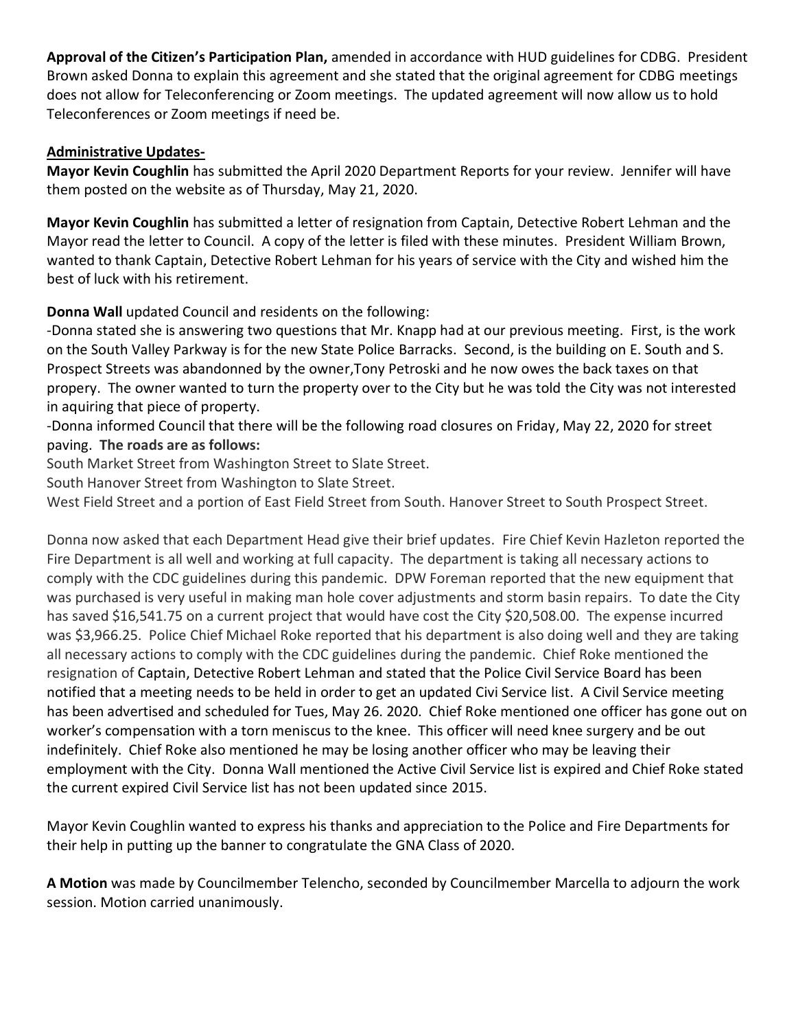**Approval of the Citizen's Participation Plan,** amended in accordance with HUD guidelines for CDBG. President Brown asked Donna to explain this agreement and she stated that the original agreement for CDBG meetings does not allow for Teleconferencing or Zoom meetings. The updated agreement will now allow us to hold Teleconferences or Zoom meetings if need be.

**Administrative Updates-**

**Mayor Kevin Coughlin** has submitted the April 2020 Department Reports for your review. Jennifer will have them posted on the website as of Thursday, May 21, 2020.

**Mayor Kevin Coughlin** has submitted a letter of resignation from Captain, Detective Robert Lehman and the Mayor read the letter to Council. A copy of the letter is filed with these minutes. President William Brown, wanted to thank Captain, Detective Robert Lehman for his years of service with the City and wished him the best of luck with his retirement.

**Donna Wall** updated Council and residents on the following:

-Donna stated she is answering two questions that Mr. Knapp had at our previous meeting. First, is the work on the South Valley Parkway is for the new State Police Barracks. Second, is the building on E. South and S. Prospect Streets was abandonned by the owner,Tony Petroski and he now owes the back taxes on that propery. The owner wanted to turn the property over to the City but he was told the City was not interested in aquiring that piece of property.

-Donna informed Council that there will be the following road closures on Friday, May 22, 2020 for street paving. **The roads are as follows:**

South Market Street from Washington Street to Slate Street.
South Hanover Street from Washington to Slate Street.
West Field Street and a portion of East Field Street from South. Hanover Street to South Prospect Street.

Donna now asked that each Department Head give their brief updates. Fire Chief Kevin Hazleton reported the Fire Department is all well and working at full capacity. The department is taking all necessary actions to comply with the CDC guidelines during this pandemic. DPW Foreman reported that the new equipment that was purchased is very useful in making man hole cover adjustments and storm basin repairs. To date the City has saved $16,541.75 on a current project that would have cost the City $20,508.00. The expense incurred was $3,966.25. Police Chief Michael Roke reported that his department is also doing well and they are taking all necessary actions to comply with the CDC guidelines during the pandemic. Chief Roke mentioned the resignation of Captain, Detective Robert Lehman and stated that the Police Civil Service Board has been notified that a meeting needs to be held in order to get an updated Civi Service list. A Civil Service meeting has been advertised and scheduled for Tues, May 26. 2020. Chief Roke mentioned one officer has gone out on worker's compensation with a torn meniscus to the knee. This officer will need knee surgery and be out indefinitely. Chief Roke also mentioned he may be losing another officer who may be leaving their employment with the City. Donna Wall mentioned the Active Civil Service list is expired and Chief Roke stated the current expired Civil Service list has not been updated since 2015.

Mayor Kevin Coughlin wanted to express his thanks and appreciation to the Police and Fire Departments for their help in putting up the banner to congratulate the GNA Class of 2020.

**A Motion** was made by Councilmember Telencho, seconded by Councilmember Marcella to adjourn the work session. Motion carried unanimously.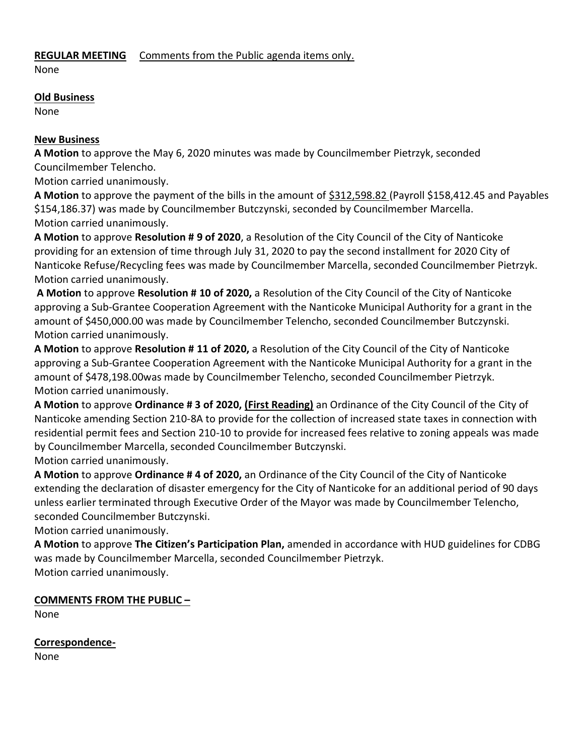**REGULAR MEETING** Comments from the Public agenda items only.
None

**Old Business**
None

**New Business**
**A Motion** to approve the May 6, 2020 minutes was made by Councilmember Pietrzyk, seconded Councilmember Telencho.
Motion carried unanimously.
**A Motion** to approve the payment of the bills in the amount of $312,598.82 (Payroll $158,412.45 and Payables $154,186.37) was made by Councilmember Butczynski, seconded by Councilmember Marcella.
Motion carried unanimously.
**A Motion** to approve **Resolution # 9 of 2020**, a Resolution of the City Council of the City of Nanticoke providing for an extension of time through July 31, 2020 to pay the second installment for 2020 City of Nanticoke Refuse/Recycling fees was made by Councilmember Marcella, seconded Councilmember Pietrzyk.
Motion carried unanimously.
**A Motion** to approve **Resolution # 10 of 2020,** a Resolution of the City Council of the City of Nanticoke approving a Sub-Grantee Cooperation Agreement with the Nanticoke Municipal Authority for a grant in the amount of $450,000.00 was made by Councilmember Telencho, seconded Councilmember Butczynski.
Motion carried unanimously.
**A Motion** to approve **Resolution # 11 of 2020,** a Resolution of the City Council of the City of Nanticoke approving a Sub-Grantee Cooperation Agreement with the Nanticoke Municipal Authority for a grant in the amount of $478,198.00was made by Councilmember Telencho, seconded Councilmember Pietrzyk.
Motion carried unanimously.
**A Motion** to approve **Ordinance # 3 of 2020, (First Reading)** an Ordinance of the City Council of the City of Nanticoke amending Section 210-8A to provide for the collection of increased state taxes in connection with residential permit fees and Section 210-10 to provide for increased fees relative to zoning appeals was made by Councilmember Marcella, seconded Councilmember Butczynski.
Motion carried unanimously.
**A Motion** to approve **Ordinance # 4 of 2020,** an Ordinance of the City Council of the City of Nanticoke extending the declaration of disaster emergency for the City of Nanticoke for an additional period of 90 days unless earlier terminated through Executive Order of the Mayor was made by Councilmember Telencho, seconded Councilmember Butczynski.
Motion carried unanimously.
**A Motion** to approve **The Citizen's Participation Plan,** amended in accordance with HUD guidelines for CDBG was made by Councilmember Marcella, seconded Councilmember Pietrzyk.
Motion carried unanimously.

**COMMENTS FROM THE PUBLIC –**
None

**Correspondence-**
None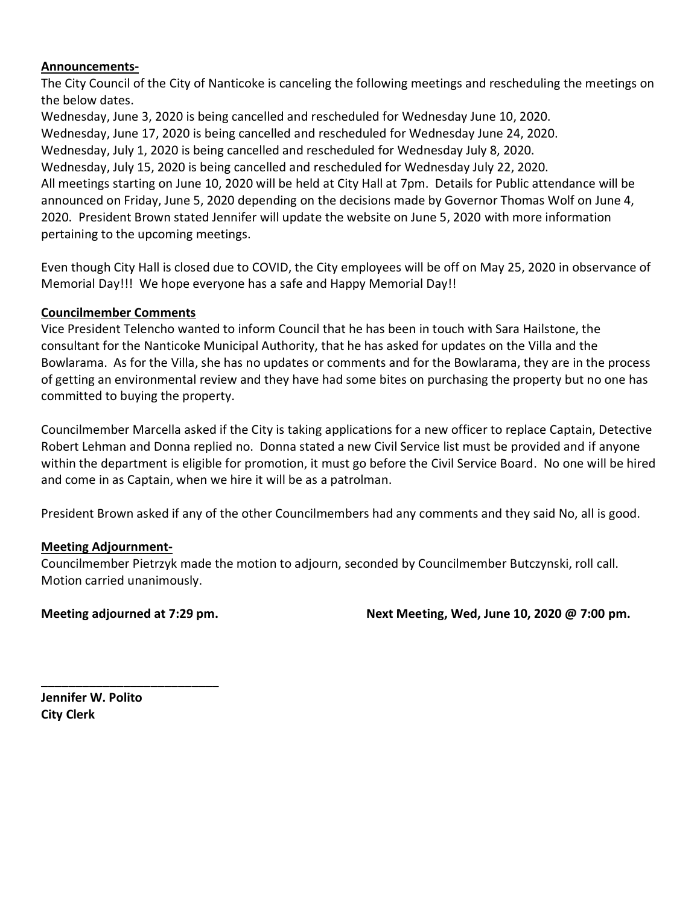**Announcements-**

The City Council of the City of Nanticoke is canceling the following meetings and rescheduling the meetings on the below dates.

Wednesday, June 3, 2020 is being cancelled and rescheduled for Wednesday June 10, 2020.
Wednesday, June 17, 2020 is being cancelled and rescheduled for Wednesday June 24, 2020.
Wednesday, July 1, 2020 is being cancelled and rescheduled for Wednesday July 8, 2020.
Wednesday, July 15, 2020 is being cancelled and rescheduled for Wednesday July 22, 2020.
All meetings starting on June 10, 2020 will be held at City Hall at 7pm. Details for Public attendance will be announced on Friday, June 5, 2020 depending on the decisions made by Governor Thomas Wolf on June 4, 2020. President Brown stated Jennifer will update the website on June 5, 2020 with more information pertaining to the upcoming meetings.

Even though City Hall is closed due to COVID, the City employees will be off on May 25, 2020 in observance of Memorial Day!!! We hope everyone has a safe and Happy Memorial Day!!

**Councilmember Comments**

Vice President Telencho wanted to inform Council that he has been in touch with Sara Hailstone, the consultant for the Nanticoke Municipal Authority, that he has asked for updates on the Villa and the Bowlarama. As for the Villa, she has no updates or comments and for the Bowlarama, they are in the process of getting an environmental review and they have had some bites on purchasing the property but no one has committed to buying the property.

Councilmember Marcella asked if the City is taking applications for a new officer to replace Captain, Detective Robert Lehman and Donna replied no. Donna stated a new Civil Service list must be provided and if anyone within the department is eligible for promotion, it must go before the Civil Service Board. No one will be hired and come in as Captain, when we hire it will be as a patrolman.

President Brown asked if any of the other Councilmembers had any comments and they said No, all is good.

**Meeting Adjournment-**

Councilmember Pietrzyk made the motion to adjourn, seconded by Councilmember Butczynski, roll call. Motion carried unanimously.

**Meeting adjourned at 7:29 pm.** **Next Meeting, Wed, June 10, 2020 @ 7:00 pm.**

\_\_\_\_\_\_\_\_\_\_\_\_\_\_\_\_\_\_\_\_\_\_\_\_\_\_

**Jennifer W. Polito**
**City Clerk**